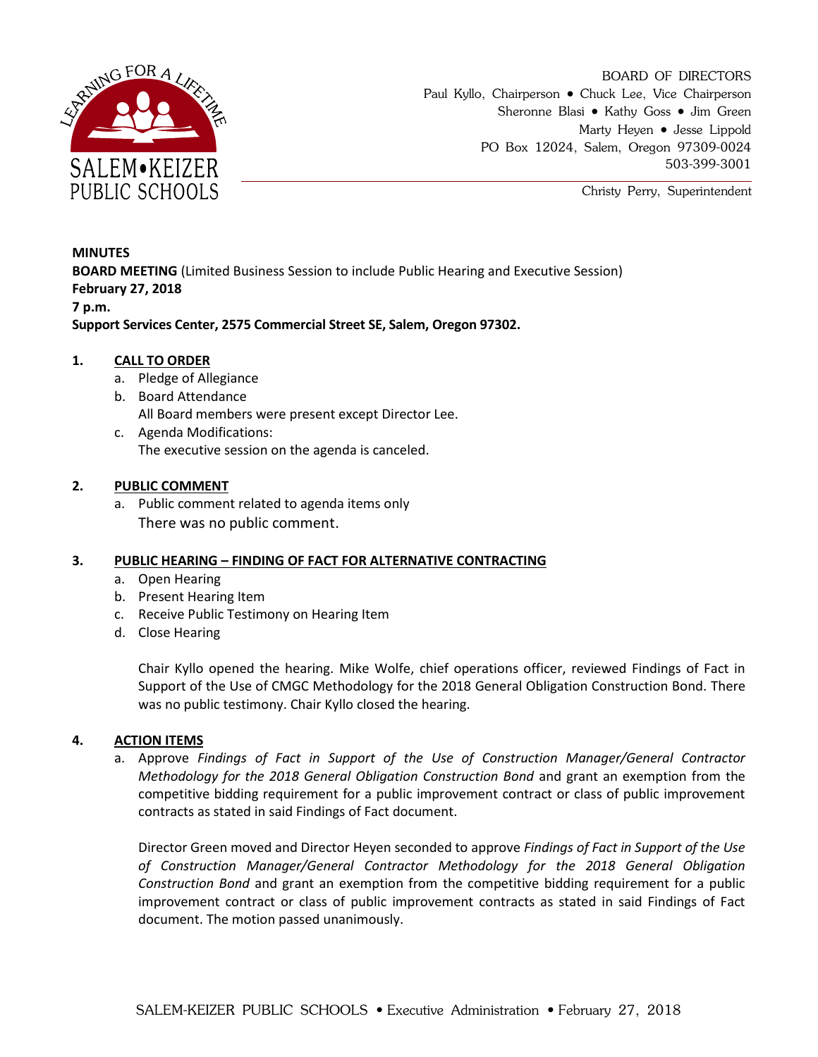BOARD OF DIRECTORS
Paul Kyllo, Chairperson • Chuck Lee, Vice Chairperson
Sheronne Blasi • Kathy Goss • Jim Green
Marty Heyen • Jesse Lippold
PO Box 12024, Salem, Oregon 97309-0024
503-399-3001

Christy Perry, Superintendent

**MINUTES**
**BOARD MEETING** (Limited Business Session to include Public Hearing and Executive Session)
**February 27, 2018**
**7 p.m.**
**Support Services Center, 2575 Commercial Street SE, Salem, Oregon 97302.**

## 1. CALL TO ORDER

a. Pledge of Allegiance
b. Board Attendance
All Board members were present except Director Lee.
c. Agenda Modifications:
The executive session on the agenda is canceled.

## 2. PUBLIC COMMENT

a. Public comment related to agenda items only
There was no public comment.

## 3. PUBLIC HEARING – FINDING OF FACT FOR ALTERNATIVE CONTRACTING

a. Open Hearing
b. Present Hearing Item
c. Receive Public Testimony on Hearing Item
d. Close Hearing

Chair Kyllo opened the hearing. Mike Wolfe, chief operations officer, reviewed Findings of Fact in Support of the Use of CMGC Methodology for the 2018 General Obligation Construction Bond. There was no public testimony. Chair Kyllo closed the hearing.

## 4. ACTION ITEMS

a. Approve *Findings of Fact in Support of the Use of Construction Manager/General Contractor Methodology for the 2018 General Obligation Construction Bond* and grant an exemption from the competitive bidding requirement for a public improvement contract or class of public improvement contracts as stated in said Findings of Fact document.

Director Green moved and Director Heyen seconded to approve *Findings of Fact in Support of the Use of Construction Manager/General Contractor Methodology for the 2018 General Obligation Construction Bond* and grant an exemption from the competitive bidding requirement for a public improvement contract or class of public improvement contracts as stated in said Findings of Fact document. The motion passed unanimously.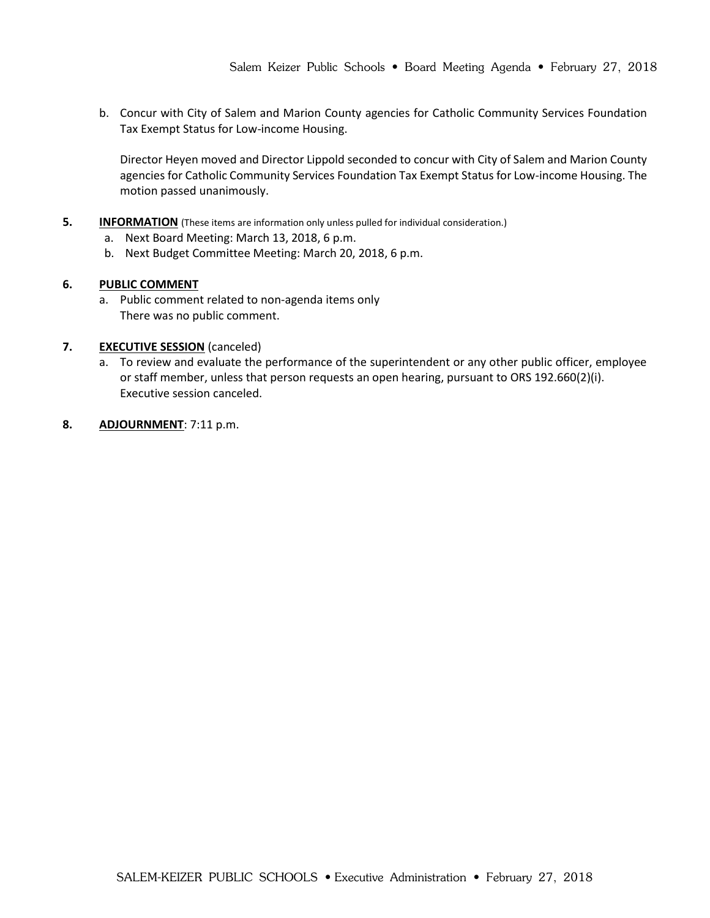b. Concur with City of Salem and Marion County agencies for Catholic Community Services Foundation Tax Exempt Status for Low-income Housing.

   Director Heyen moved and Director Lippold seconded to concur with City of Salem and Marion County agencies for Catholic Community Services Foundation Tax Exempt Status for Low-income Housing. The motion passed unanimously.

**5. INFORMATION** (These items are information only unless pulled for individual consideration.)

a. Next Board Meeting: March 13, 2018, 6 p.m.
b. Next Budget Committee Meeting: March 20, 2018, 6 p.m.

**6. PUBLIC COMMENT**

a. Public comment related to non-agenda items only
   There was no public comment.

**7. EXECUTIVE SESSION** (canceled)

a. To review and evaluate the performance of the superintendent or any other public officer, employee or staff member, unless that person requests an open hearing, pursuant to ORS 192.660(2)(i).
   Executive session canceled.

**8. ADJOURNMENT**: 7:11 p.m.